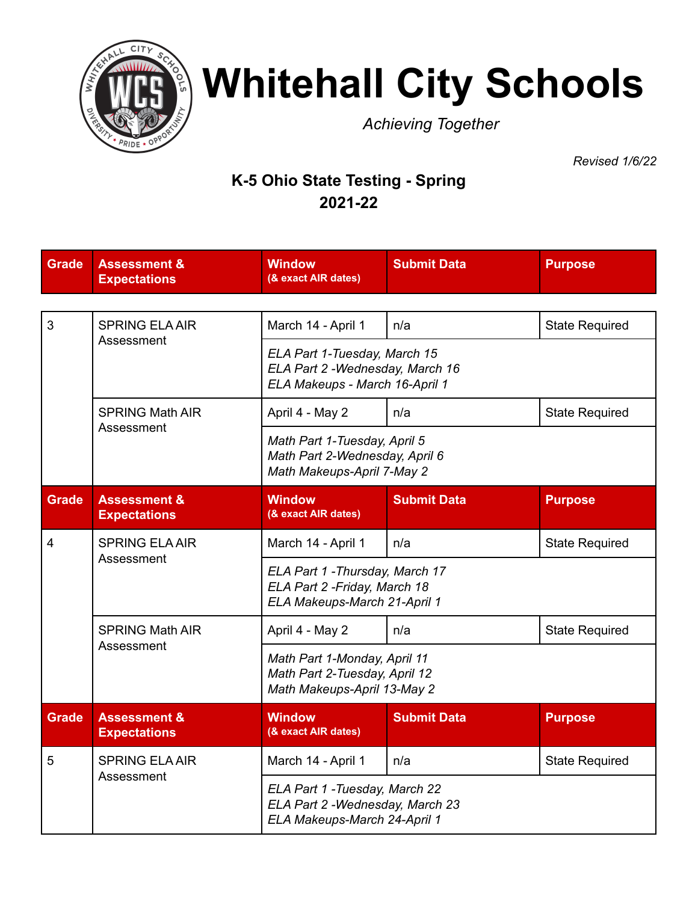# Whitehall City Schools

*Achieving Together*

*Revised 1/6/22*

## K-5 Ohio State Testing - Spring 2021-22

| Grade | Assessment & Expectations | Window (& exact AIR dates) | Submit Data | Purpose |
|---|---|---|---|---|
| 3 | SPRING ELA AIR Assessment | March 14 - April 1 | n/a | State Required |
| | | *ELA Part 1-Tuesday, March 15*<br>*ELA Part 2 -Wednesday, March 16*<br>*ELA Makeups - March 16-April 1* | | |
| | SPRING Math AIR Assessment | April 4 - May 2 | n/a | State Required |
| | | *Math Part 1-Tuesday, April 5*<br>*Math Part 2-Wednesday, April 6*<br>*Math Makeups-April 7-May 2* | | |
| **Grade** | **Assessment & Expectations** | **Window (& exact AIR dates)** | **Submit Data** | **Purpose** |
| 4 | SPRING ELA AIR Assessment | March 14 - April 1 | n/a | State Required |
| | | *ELA Part 1 -Thursday, March 17*<br>*ELA Part 2 -Friday, March 18*<br>*ELA Makeups-March 21-April 1* | | |
| | SPRING Math AIR Assessment | April 4 - May 2 | n/a | State Required |
| | | *Math Part 1-Monday, April 11*<br>*Math Part 2-Tuesday, April 12*<br>*Math Makeups-April 13-May 2* | | |
| **Grade** | **Assessment & Expectations** | **Window (& exact AIR dates)** | **Submit Data** | **Purpose** |
| 5 | SPRING ELA AIR Assessment | March 14 - April 1 | n/a | State Required |
| | | *ELA Part 1 -Tuesday, March 22*<br>*ELA Part 2 -Wednesday, March 23*<br>*ELA Makeups-March 24-April 1* | | |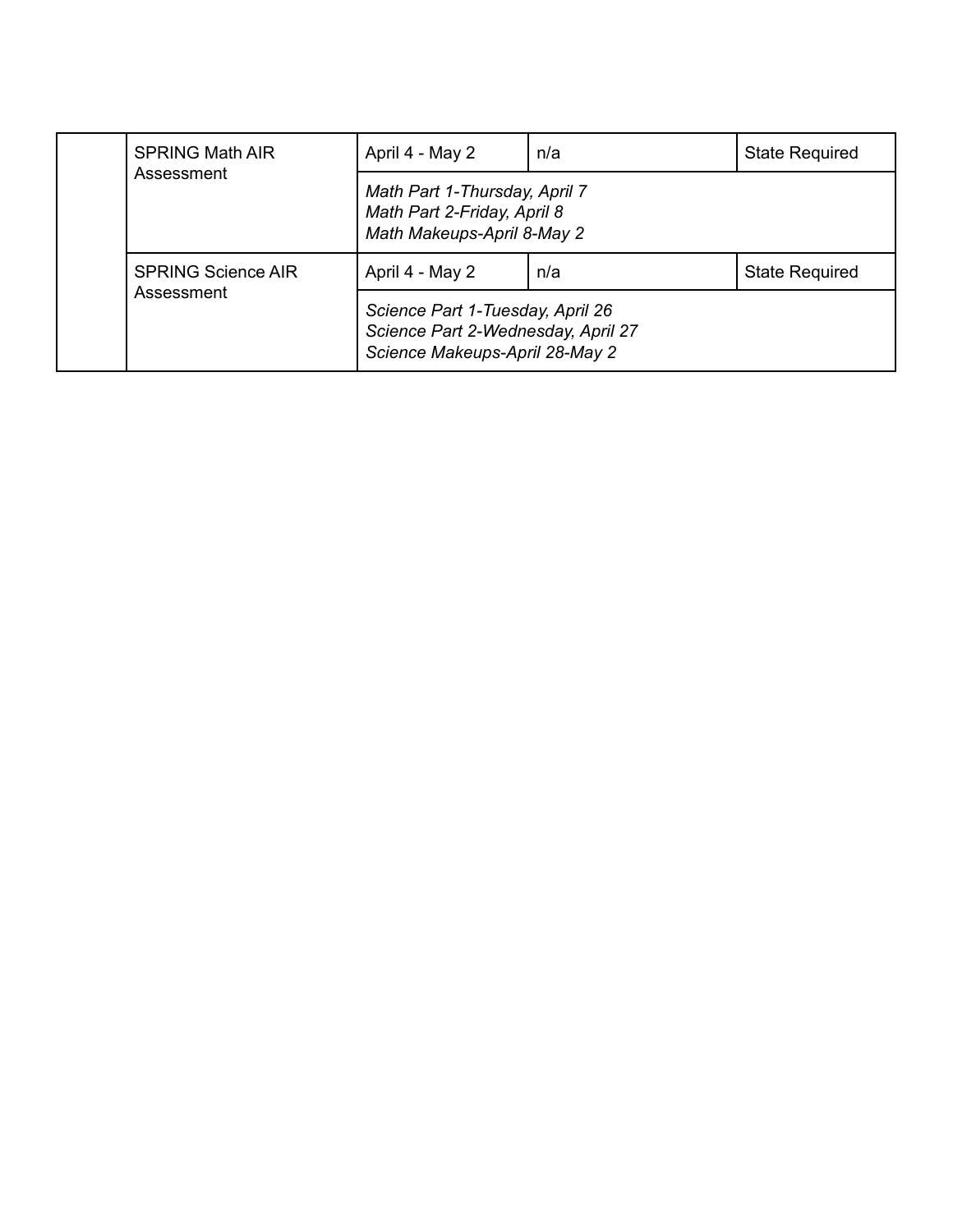| | | | | |
|---|---|---|---|---|
| | SPRING Math AIR Assessment | April 4 - May 2 | n/a | State Required |
| | | *Math Part 1-Thursday, April 7*<br>*Math Part 2-Friday, April 8*<br>*Math Makeups-April 8-May 2* | | |
| | SPRING Science AIR Assessment | April 4 - May 2 | n/a | State Required |
| | | *Science Part 1-Tuesday, April 26*<br>*Science Part 2-Wednesday, April 27*<br>*Science Makeups-April 28-May 2* | | |